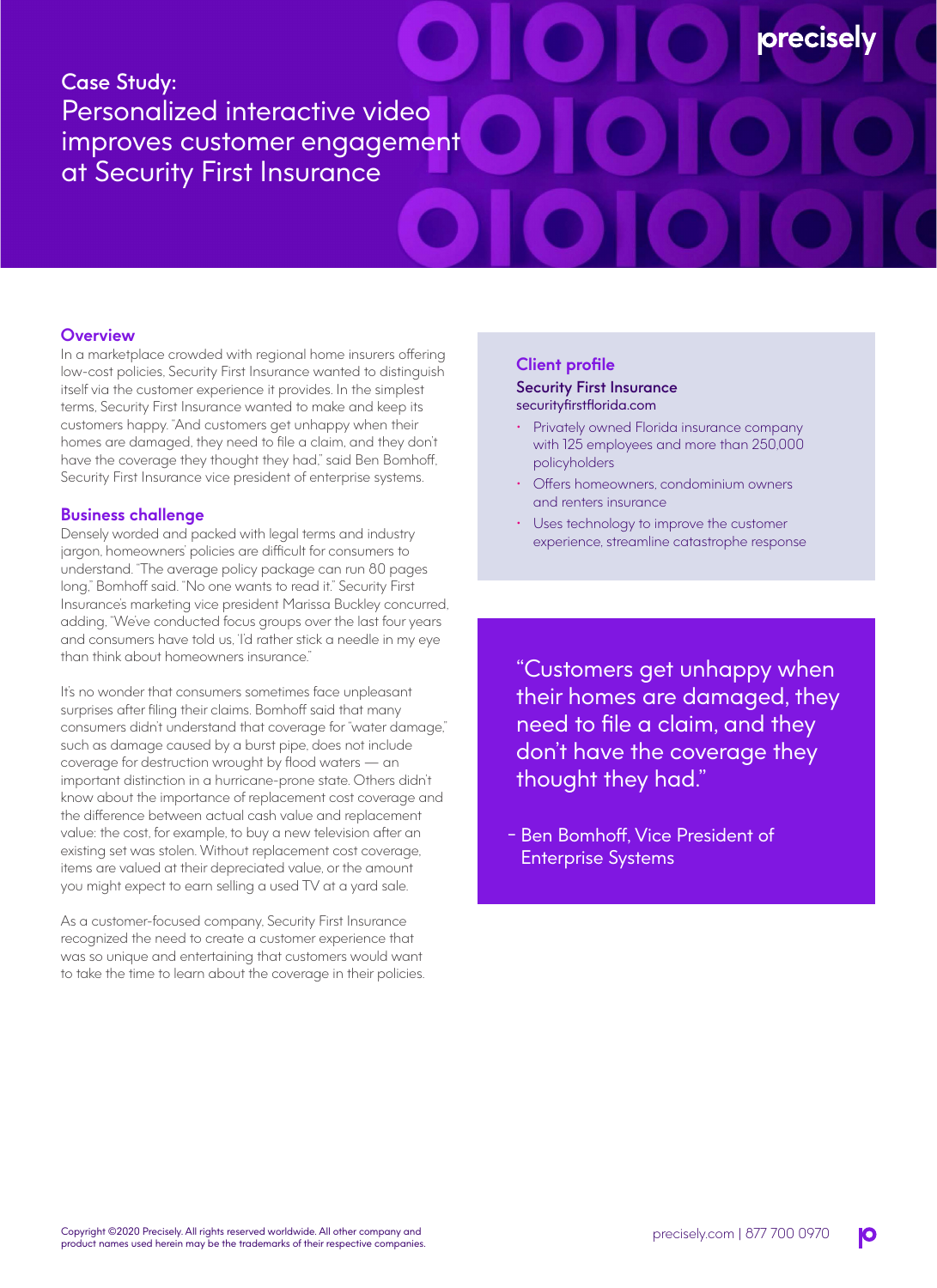# Case Study: Personalized interactive video improves customer engagement at Security First Insurance

## Overview

In a marketplace crowded with regional home insurers offering low-cost policies, Security First Insurance wanted to distinguish itself via the customer experience it provides. In the simplest terms, Security First Insurance wanted to make and keep its customers happy. "And customers get unhappy when their homes are damaged, they need to file a claim, and they don't have the coverage they thought they had," said Ben Bomhoff, Security First Insurance vice president of enterprise systems.

## Business challenge

Densely worded and packed with legal terms and industry jargon, homeowners' policies are difficult for consumers to understand. "The average policy package can run 80 pages long," Bomhoff said. "No one wants to read it." Security First Insurance's marketing vice president Marissa Buckley concurred, adding, "We've conducted focus groups over the last four years and consumers have told us, 'I'd rather stick a needle in my eye than think about homeowners insurance.'"

It's no wonder that consumers sometimes face unpleasant surprises after filing their claims. Bomhoff said that many consumers didn't understand that coverage for "water damage," such as damage caused by a burst pipe, does not include coverage for destruction wrought by flood waters — an important distinction in a hurricane-prone state. Others didn't know about the importance of replacement cost coverage and the difference between actual cash value and replacement value: the cost, for example, to buy a new television after an existing set was stolen. Without replacement cost coverage, items are valued at their depreciated value, or the amount you might expect to earn selling a used TV at a yard sale.

As a customer-focused company, Security First Insurance recognized the need to create a customer experience that was so unique and entertaining that customers would want to take the time to learn about the coverage in their policies.

## Client profile

**Security First Insurance**
securityfirstflorida.com

- Privately owned Florida insurance company with 125 employees and more than 250,000 policyholders
- Offers homeowners, condominium owners and renters insurance
- Uses technology to improve the customer experience, streamline catastrophe response

> "Customers get unhappy when their homes are damaged, they need to file a claim, and they don't have the coverage they thought they had."
>
> – Ben Bomhoff, Vice President of Enterprise Systems

Copyright ©2020 Precisely. All rights reserved worldwide. All other company and product names used herein may be the trademarks of their respective companies.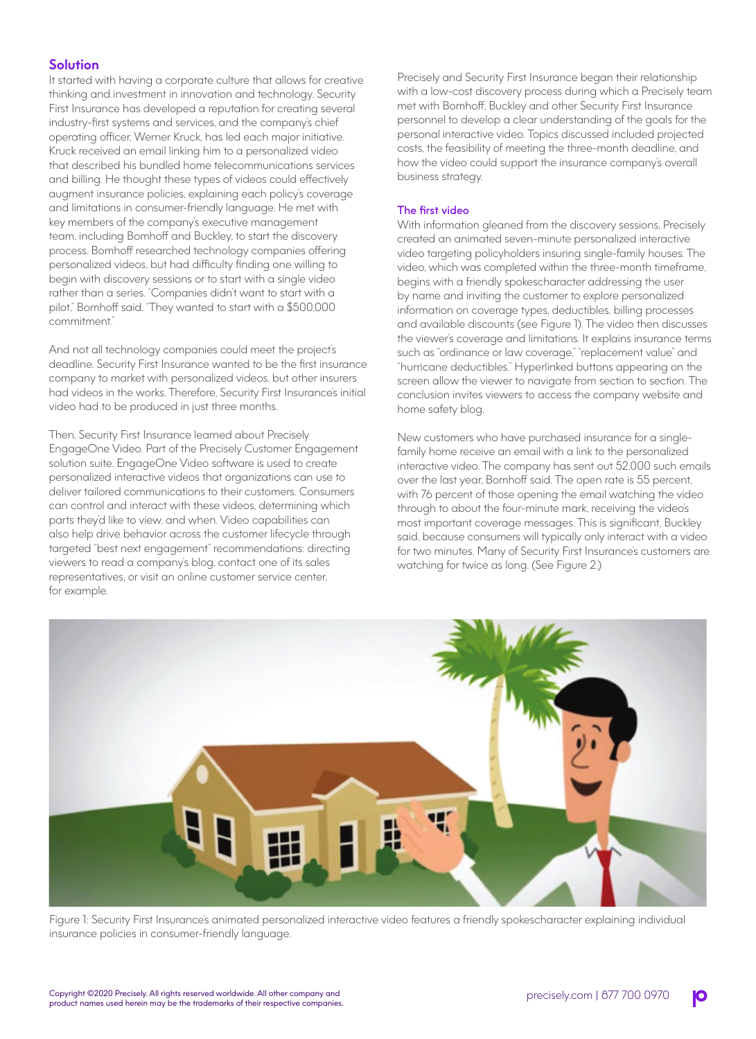## Solution

It started with having a corporate culture that allows for creative thinking and investment in innovation and technology. Security First Insurance has developed a reputation for creating several industry-first systems and services, and the company's chief operating officer, Werner Kruck, has led each major initiative. Kruck received an email linking him to a personalized video that described his bundled home telecommunications services and billing. He thought these types of videos could effectively augment insurance policies, explaining each policy's coverage and limitations in consumer-friendly language. He met with key members of the company's executive management team, including Bomhoff and Buckley, to start the discovery process. Bomhoff researched technology companies offering personalized videos, but had difficulty finding one willing to begin with discovery sessions or to start with a single video rather than a series. "Companies didn't want to start with a pilot," Bomhoff said. "They wanted to start with a $500,000 commitment."

And not all technology companies could meet the project's deadline. Security First Insurance wanted to be the first insurance company to market with personalized videos, but other insurers had videos in the works. Therefore, Security First Insurance's initial video had to be produced in just three months.

Then, Security First Insurance learned about Precisely EngageOne Video. Part of the Precisely Customer Engagement solution suite, EngageOne Video software is used to create personalized interactive videos that organizations can use to deliver tailored communications to their customers. Consumers can control and interact with these videos, determining which parts they'd like to view, and when. Video capabilities can also help drive behavior across the customer lifecycle through targeted "best next engagement" recommendations: directing viewers to read a company's blog, contact one of its sales representatives, or visit an online customer service center, for example.

Precisely and Security First Insurance began their relationship with a low-cost discovery process during which a Precisely team met with Bomhoff, Buckley and other Security First Insurance personnel to develop a clear understanding of the goals for the personal interactive video. Topics discussed included projected costs, the feasibility of meeting the three-month deadline, and how the video could support the insurance company's overall business strategy.

### The first video

With information gleaned from the discovery sessions, Precisely created an animated seven-minute personalized interactive video targeting policyholders insuring single-family houses. The video, which was completed within the three-month timeframe, begins with a friendly spokescharacter addressing the user by name and inviting the customer to explore personalized information on coverage types, deductibles, billing processes and available discounts (see Figure 1). The video then discusses the viewer's coverage and limitations. It explains insurance terms such as "ordinance or law coverage," "replacement value" and "hurricane deductibles." Hyperlinked buttons appearing on the screen allow the viewer to navigate from section to section. The conclusion invites viewers to access the company website and home safety blog.

New customers who have purchased insurance for a single-family home receive an email with a link to the personalized interactive video. The company has sent out 52,000 such emails over the last year, Bomhoff said. The open rate is 55 percent, with 76 percent of those opening the email watching the video through to about the four-minute mark, receiving the video's most important coverage messages. This is significant, Buckley said, because consumers will typically only interact with a video for two minutes. Many of Security First Insurance's customers are watching for twice as long. (See Figure 2.)

Figure 1: Security First Insurance's animated personalized interactive video features a friendly spokescharacter explaining individual insurance policies in consumer-friendly language.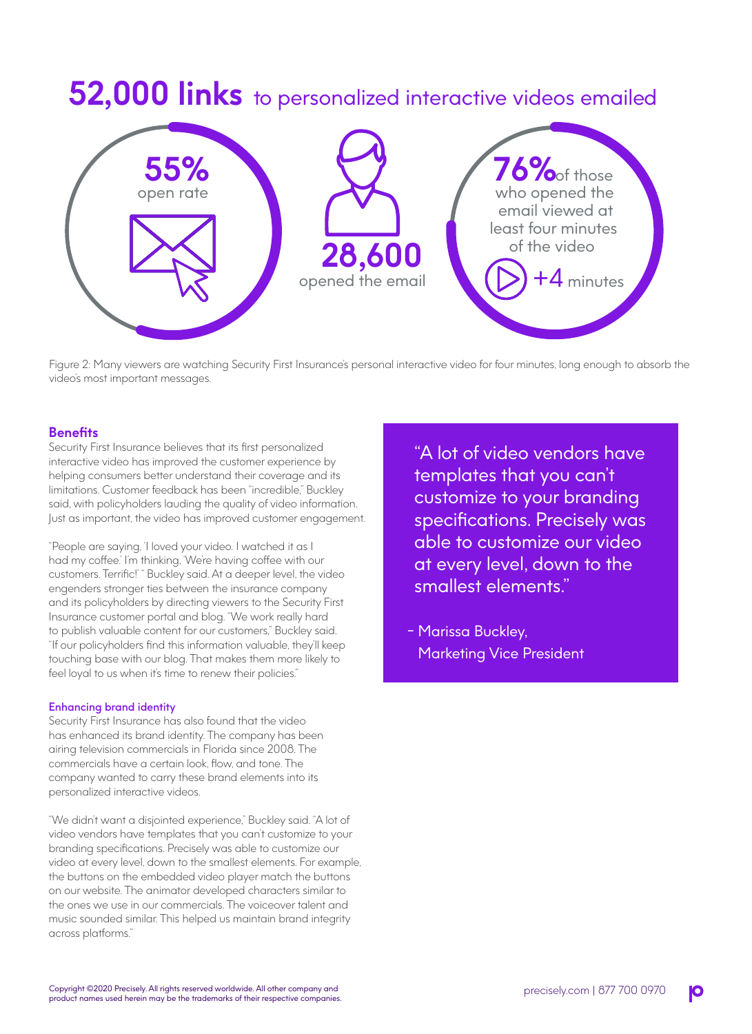# **52,000 links** to personalized interactive videos emailed

**55%** open rate

**28,600** opened the email

**76%** of those who opened the email viewed at least four minutes of the video

+4 minutes

Figure 2: Many viewers are watching Security First Insurance's personal interactive video for four minutes, long enough to absorb the video's most important messages.

## Benefits

Security First Insurance believes that its first personalized interactive video has improved the customer experience by helping consumers better understand their coverage and its limitations. Customer feedback has been "incredible," Buckley said, with policyholders lauding the quality of video information. Just as important, the video has improved customer engagement.

"People are saying, 'I loved your video. I watched it as I had my coffee.' I'm thinking, 'We're having coffee with our customers. Terrific!' " Buckley said. At a deeper level, the video engenders stronger ties between the insurance company and its policyholders by directing viewers to the Security First Insurance customer portal and blog. "We work really hard to publish valuable content for our customers," Buckley said. "If our policyholders find this information valuable, they'll keep touching base with our blog. That makes them more likely to feel loyal to us when it's time to renew their policies."

### Enhancing brand identity

Security First Insurance has also found that the video has enhanced its brand identity. The company has been airing television commercials in Florida since 2008. The commercials have a certain look, flow, and tone. The company wanted to carry these brand elements into its personalized interactive videos.

"We didn't want a disjointed experience," Buckley said. "A lot of video vendors have templates that you can't customize to your branding specifications. Precisely was able to customize our video at every level, down to the smallest elements. For example, the buttons on the embedded video player match the buttons on our website. The animator developed characters similar to the ones we use in our commercials. The voiceover talent and music sounded similar. This helped us maintain brand integrity across platforms."

> "A lot of video vendors have templates that you can't customize to your branding specifications. Precisely was able to customize our video at every level, down to the smallest elements."
>
> – Marissa Buckley, Marketing Vice President

Copyright ©2020 Precisely. All rights reserved worldwide. All other company and product names used herein may be the trademarks of their respective companies.

precisely.com | 877 700 0970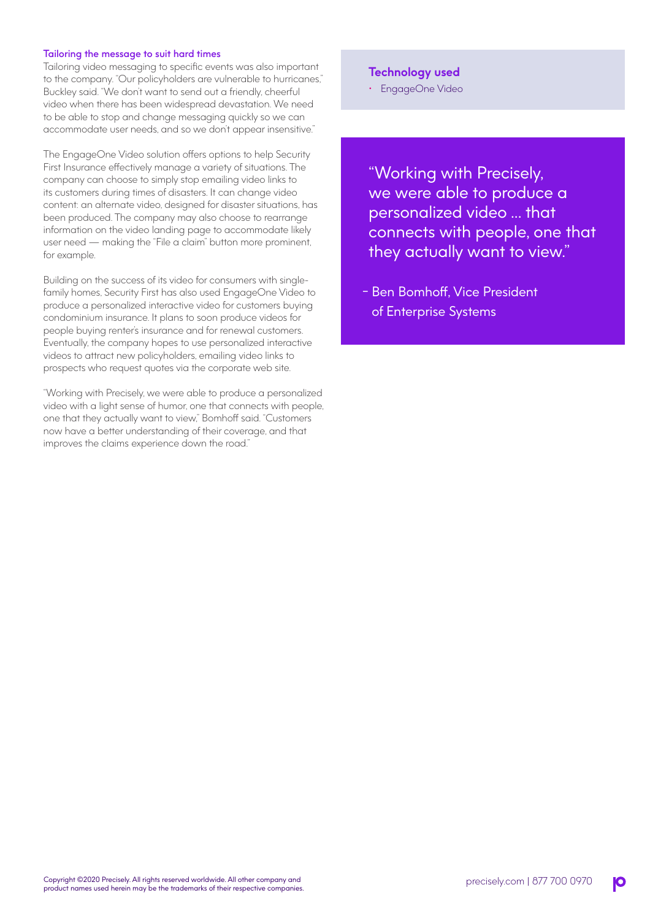### Tailoring the message to suit hard times

Tailoring video messaging to specific events was also important to the company. "Our policyholders are vulnerable to hurricanes," Buckley said. "We don't want to send out a friendly, cheerful video when there has been widespread devastation. We need to be able to stop and change messaging quickly so we can accommodate user needs, and so we don't appear insensitive."

The EngageOne Video solution offers options to help Security First Insurance effectively manage a variety of situations. The company can choose to simply stop emailing video links to its customers during times of disasters. It can change video content: an alternate video, designed for disaster situations, has been produced. The company may also choose to rearrange information on the video landing page to accommodate likely user need — making the "File a claim" button more prominent, for example.

Building on the success of its video for consumers with single-family homes, Security First has also used EngageOne Video to produce a personalized interactive video for customers buying condominium insurance. It plans to soon produce videos for people buying renter's insurance and for renewal customers. Eventually, the company hopes to use personalized interactive videos to attract new policyholders, emailing video links to prospects who request quotes via the corporate web site.

"Working with Precisely, we were able to produce a personalized video with a light sense of humor, one that connects with people, one that they actually want to view," Bomhoff said. "Customers now have a better understanding of their coverage, and that improves the claims experience down the road."

### Technology used

- EngageOne Video

> "Working with Precisely, we were able to produce a personalized video ... that connects with people, one that they actually want to view."
>
> – Ben Bomhoff, Vice President of Enterprise Systems

Copyright ©2020 Precisely. All rights reserved worldwide. All other company and product names used herein may be the trademarks of their respective companies.

precisely.com | 877 700 0970